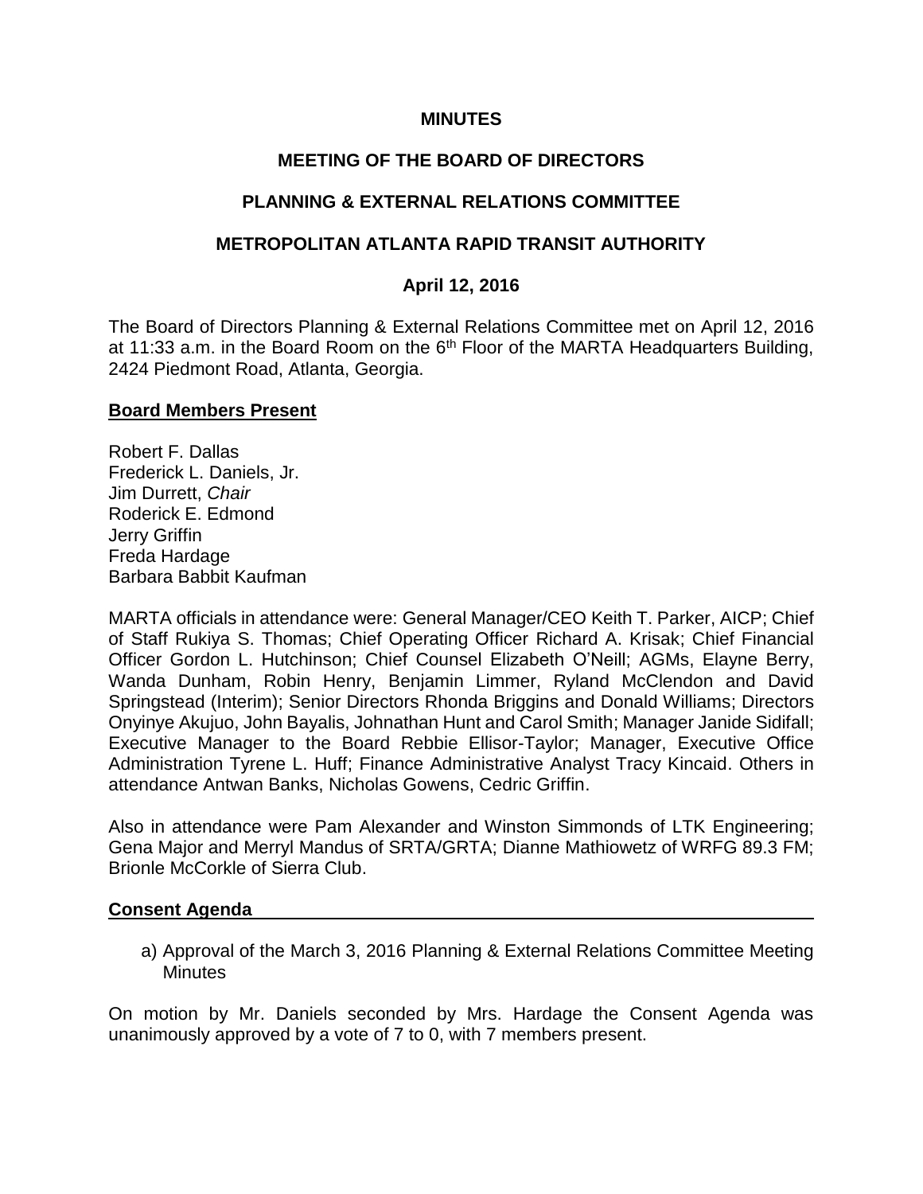**MINUTES**

**MEETING OF THE BOARD OF DIRECTORS**

**PLANNING & EXTERNAL RELATIONS COMMITTEE**

**METROPOLITAN ATLANTA RAPID TRANSIT AUTHORITY**

**April 12, 2016**

The Board of Directors Planning & External Relations Committee met on April 12, 2016 at 11:33 a.m. in the Board Room on the 6th Floor of the MARTA Headquarters Building, 2424 Piedmont Road, Atlanta, Georgia.

**Board Members Present**

Robert F. Dallas
Frederick L. Daniels, Jr.
Jim Durrett, *Chair*
Roderick E. Edmond
Jerry Griffin
Freda Hardage
Barbara Babbit Kaufman

MARTA officials in attendance were: General Manager/CEO Keith T. Parker, AICP; Chief of Staff Rukiya S. Thomas; Chief Operating Officer Richard A. Krisak; Chief Financial Officer Gordon L. Hutchinson; Chief Counsel Elizabeth O'Neill; AGMs, Elayne Berry, Wanda Dunham, Robin Henry, Benjamin Limmer, Ryland McClendon and David Springstead (Interim); Senior Directors Rhonda Briggins and Donald Williams; Directors Onyinye Akujuo, John Bayalis, Johnathan Hunt and Carol Smith; Manager Janide Sidifall; Executive Manager to the Board Rebbie Ellisor-Taylor; Manager, Executive Office Administration Tyrene L. Huff; Finance Administrative Analyst Tracy Kincaid. Others in attendance Antwan Banks, Nicholas Gowens, Cedric Griffin.

Also in attendance were Pam Alexander and Winston Simmonds of LTK Engineering; Gena Major and Merryl Mandus of SRTA/GRTA; Dianne Mathiowetz of WRFG 89.3 FM; Brionle McCorkle of Sierra Club.

**Consent Agenda**

a) Approval of the March 3, 2016 Planning & External Relations Committee Meeting Minutes

On motion by Mr. Daniels seconded by Mrs. Hardage the Consent Agenda was unanimously approved by a vote of 7 to 0, with 7 members present.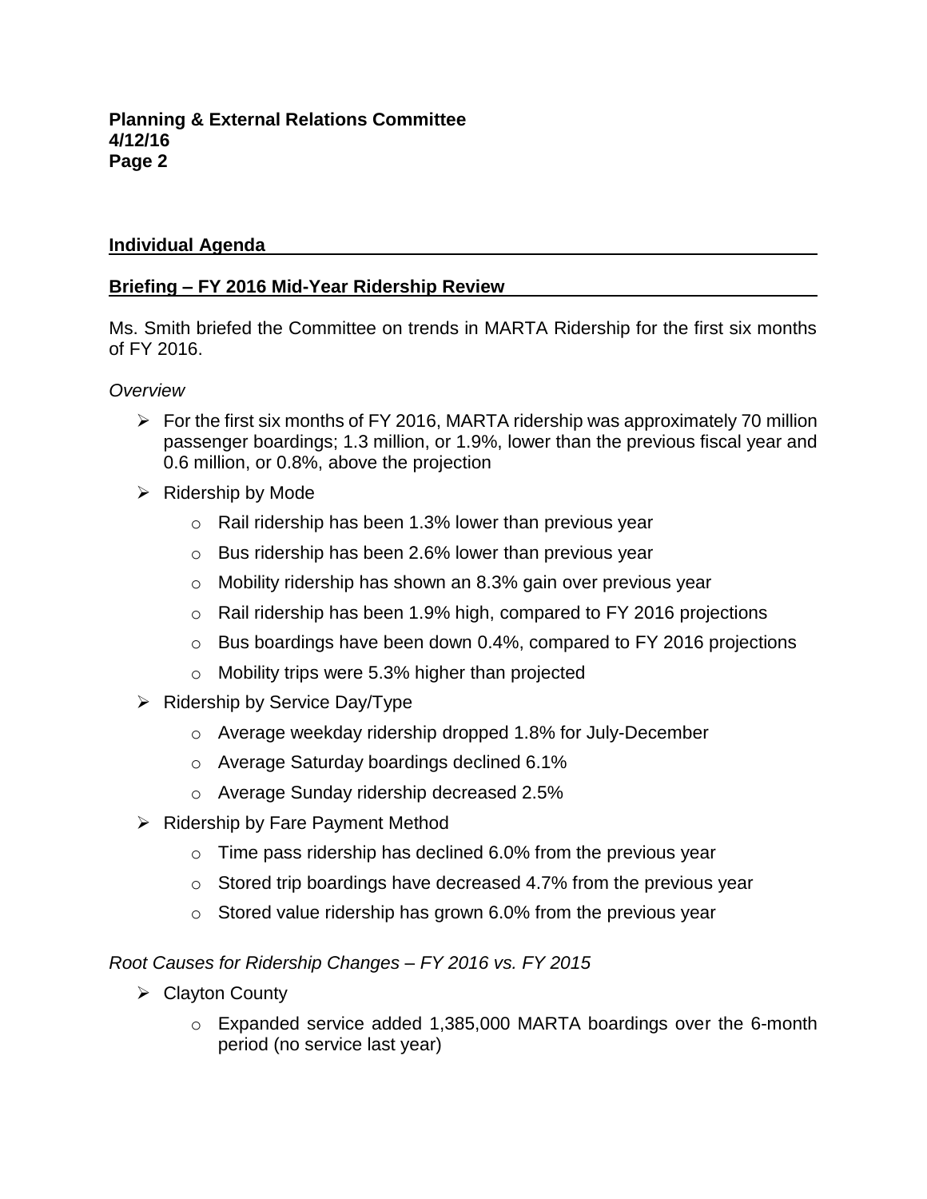## Individual Agenda

### Briefing – FY 2016 Mid-Year Ridership Review

Ms. Smith briefed the Committee on trends in MARTA Ridership for the first six months of FY 2016.

*Overview*

- For the first six months of FY 2016, MARTA ridership was approximately 70 million passenger boardings; 1.3 million, or 1.9%, lower than the previous fiscal year and 0.6 million, or 0.8%, above the projection
- Ridership by Mode
  - Rail ridership has been 1.3% lower than previous year
  - Bus ridership has been 2.6% lower than previous year
  - Mobility ridership has shown an 8.3% gain over previous year
  - Rail ridership has been 1.9% high, compared to FY 2016 projections
  - Bus boardings have been down 0.4%, compared to FY 2016 projections
  - Mobility trips were 5.3% higher than projected
- Ridership by Service Day/Type
  - Average weekday ridership dropped 1.8% for July-December
  - Average Saturday boardings declined 6.1%
  - Average Sunday ridership decreased 2.5%
- Ridership by Fare Payment Method
  - Time pass ridership has declined 6.0% from the previous year
  - Stored trip boardings have decreased 4.7% from the previous year
  - Stored value ridership has grown 6.0% from the previous year

*Root Causes for Ridership Changes – FY 2016 vs. FY 2015*

- Clayton County
  - Expanded service added 1,385,000 MARTA boardings over the 6-month period (no service last year)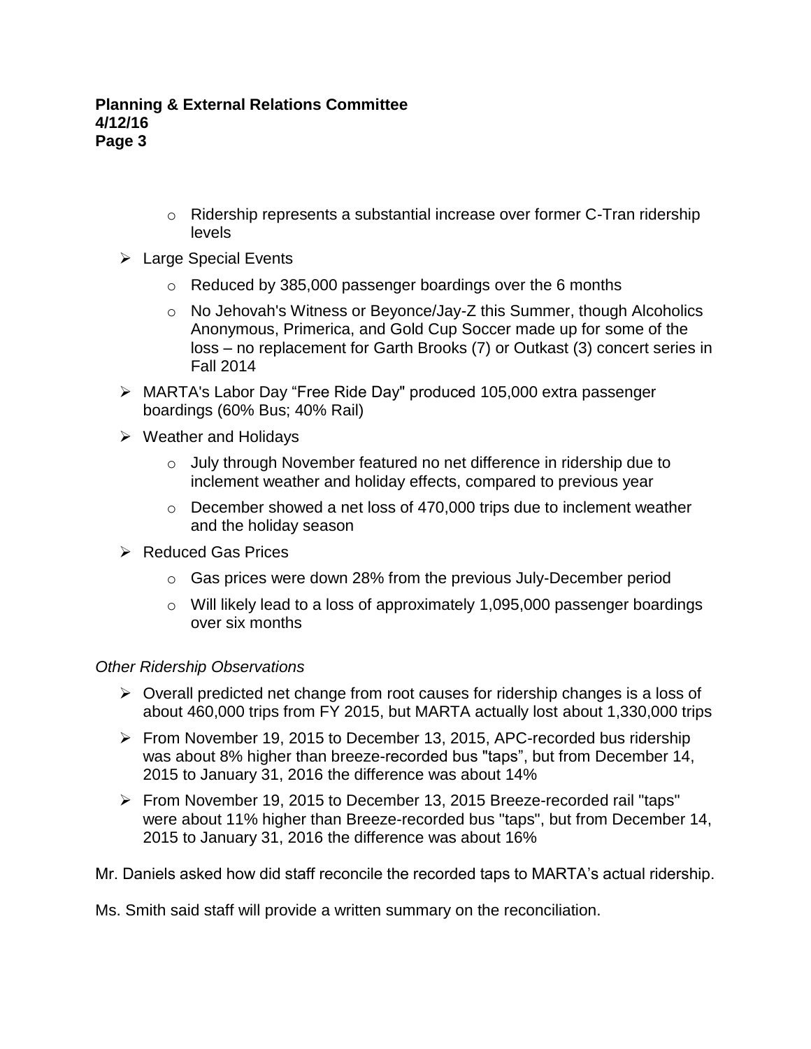- Ridership represents a substantial increase over former C-Tran ridership levels
- Large Special Events
  - Reduced by 385,000 passenger boardings over the 6 months
  - No Jehovah's Witness or Beyonce/Jay-Z this Summer, though Alcoholics Anonymous, Primerica, and Gold Cup Soccer made up for some of the loss – no replacement for Garth Brooks (7) or Outkast (3) concert series in Fall 2014
- MARTA's Labor Day "Free Ride Day" produced 105,000 extra passenger boardings (60% Bus; 40% Rail)
- Weather and Holidays
  - July through November featured no net difference in ridership due to inclement weather and holiday effects, compared to previous year
  - December showed a net loss of 470,000 trips due to inclement weather and the holiday season
- Reduced Gas Prices
  - Gas prices were down 28% from the previous July-December period
  - Will likely lead to a loss of approximately 1,095,000 passenger boardings over six months

*Other Ridership Observations*

- Overall predicted net change from root causes for ridership changes is a loss of about 460,000 trips from FY 2015, but MARTA actually lost about 1,330,000 trips
- From November 19, 2015 to December 13, 2015, APC-recorded bus ridership was about 8% higher than breeze-recorded bus "taps", but from December 14, 2015 to January 31, 2016 the difference was about 14%
- From November 19, 2015 to December 13, 2015 Breeze-recorded rail "taps" were about 11% higher than Breeze-recorded bus "taps", but from December 14, 2015 to January 31, 2016 the difference was about 16%

Mr. Daniels asked how did staff reconcile the recorded taps to MARTA's actual ridership.

Ms. Smith said staff will provide a written summary on the reconciliation.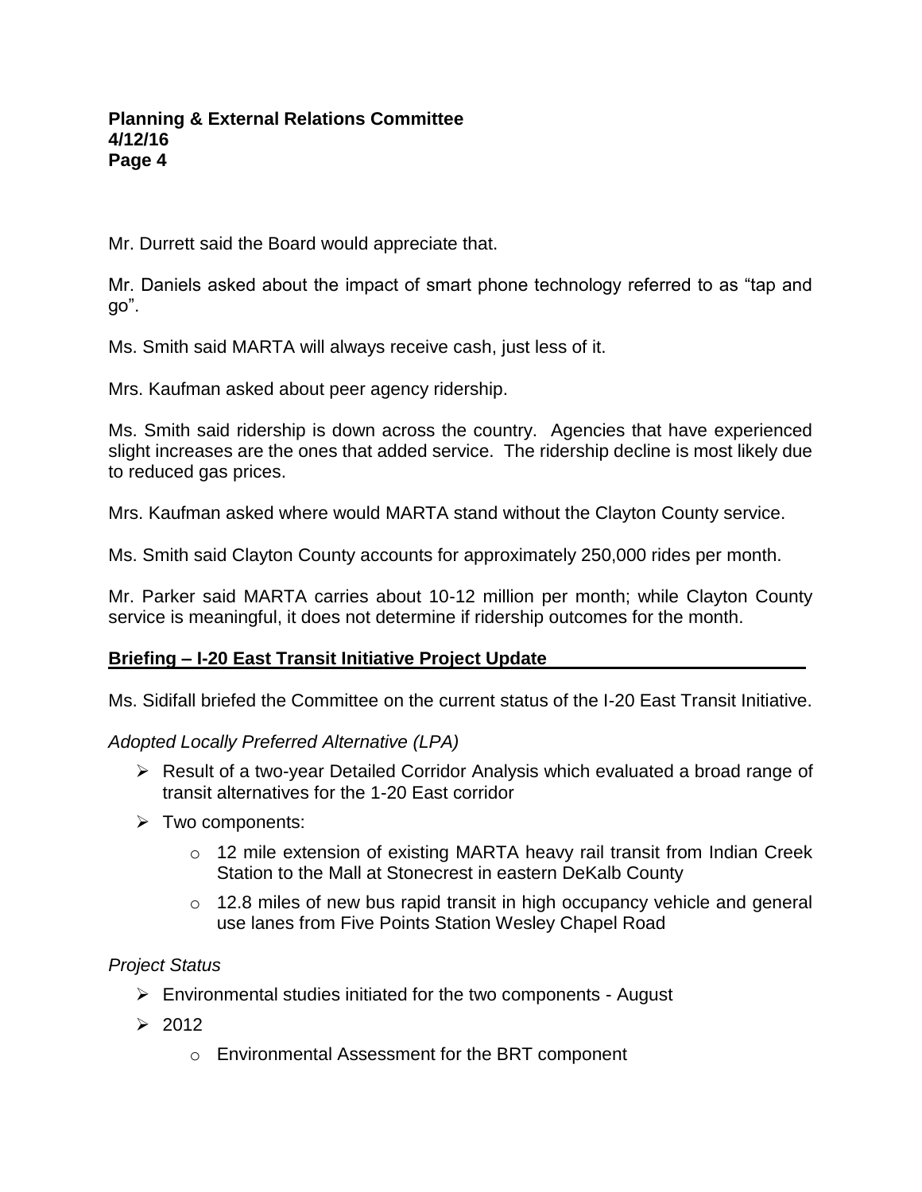Mr. Durrett said the Board would appreciate that.

Mr. Daniels asked about the impact of smart phone technology referred to as "tap and go".

Ms. Smith said MARTA will always receive cash, just less of it.

Mrs. Kaufman asked about peer agency ridership.

Ms. Smith said ridership is down across the country. Agencies that have experienced slight increases are the ones that added service. The ridership decline is most likely due to reduced gas prices.

Mrs. Kaufman asked where would MARTA stand without the Clayton County service.

Ms. Smith said Clayton County accounts for approximately 250,000 rides per month.

Mr. Parker said MARTA carries about 10-12 million per month; while Clayton County service is meaningful, it does not determine if ridership outcomes for the month.

**Briefing – I-20 East Transit Initiative Project Update**

Ms. Sidifall briefed the Committee on the current status of the I-20 East Transit Initiative.

*Adopted Locally Preferred Alternative (LPA)*

- Result of a two-year Detailed Corridor Analysis which evaluated a broad range of transit alternatives for the 1-20 East corridor
- Two components:
  - 12 mile extension of existing MARTA heavy rail transit from Indian Creek Station to the Mall at Stonecrest in eastern DeKalb County
  - 12.8 miles of new bus rapid transit in high occupancy vehicle and general use lanes from Five Points Station Wesley Chapel Road

*Project Status*

- Environmental studies initiated for the two components - August
- 2012
  - Environmental Assessment for the BRT component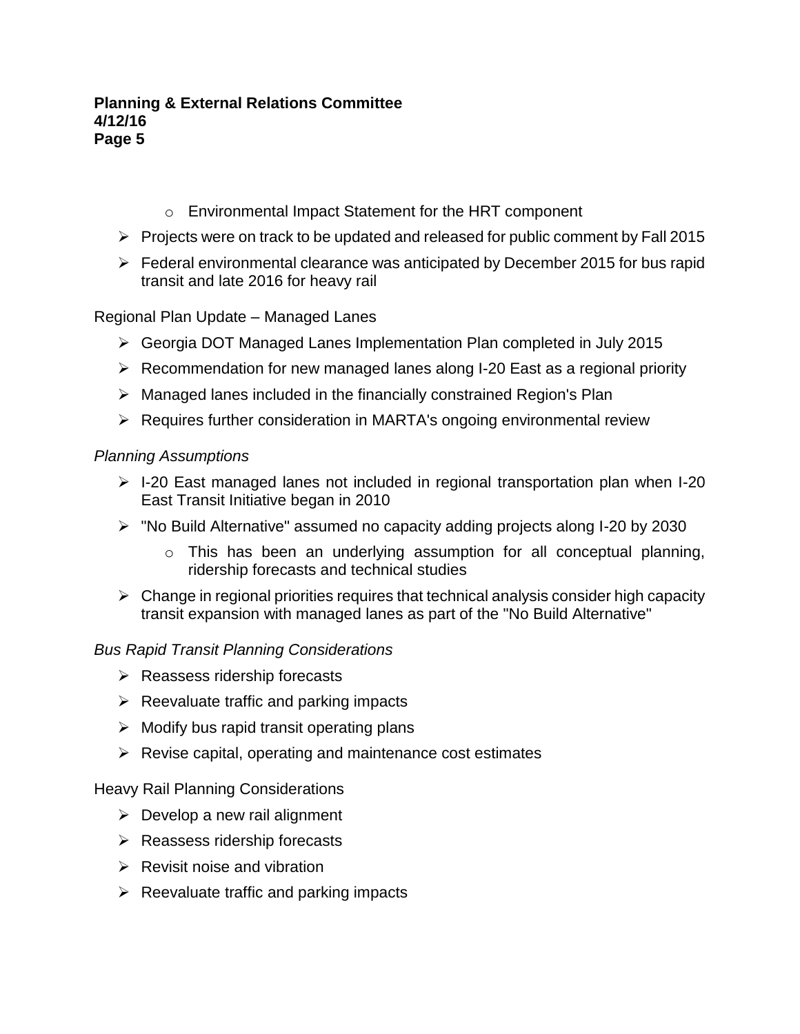- Environmental Impact Statement for the HRT component

- Projects were on track to be updated and released for public comment by Fall 2015
- Federal environmental clearance was anticipated by December 2015 for bus rapid transit and late 2016 for heavy rail

Regional Plan Update – Managed Lanes

- Georgia DOT Managed Lanes Implementation Plan completed in July 2015
- Recommendation for new managed lanes along I-20 East as a regional priority
- Managed lanes included in the financially constrained Region's Plan
- Requires further consideration in MARTA's ongoing environmental review

*Planning Assumptions*

- I-20 East managed lanes not included in regional transportation plan when I-20 East Transit Initiative began in 2010
- "No Build Alternative" assumed no capacity adding projects along I-20 by 2030
   - This has been an underlying assumption for all conceptual planning, ridership forecasts and technical studies
- Change in regional priorities requires that technical analysis consider high capacity transit expansion with managed lanes as part of the "No Build Alternative"

*Bus Rapid Transit Planning Considerations*

- Reassess ridership forecasts
- Reevaluate traffic and parking impacts
- Modify bus rapid transit operating plans
- Revise capital, operating and maintenance cost estimates

Heavy Rail Planning Considerations

- Develop a new rail alignment
- Reassess ridership forecasts
- Revisit noise and vibration
- Reevaluate traffic and parking impacts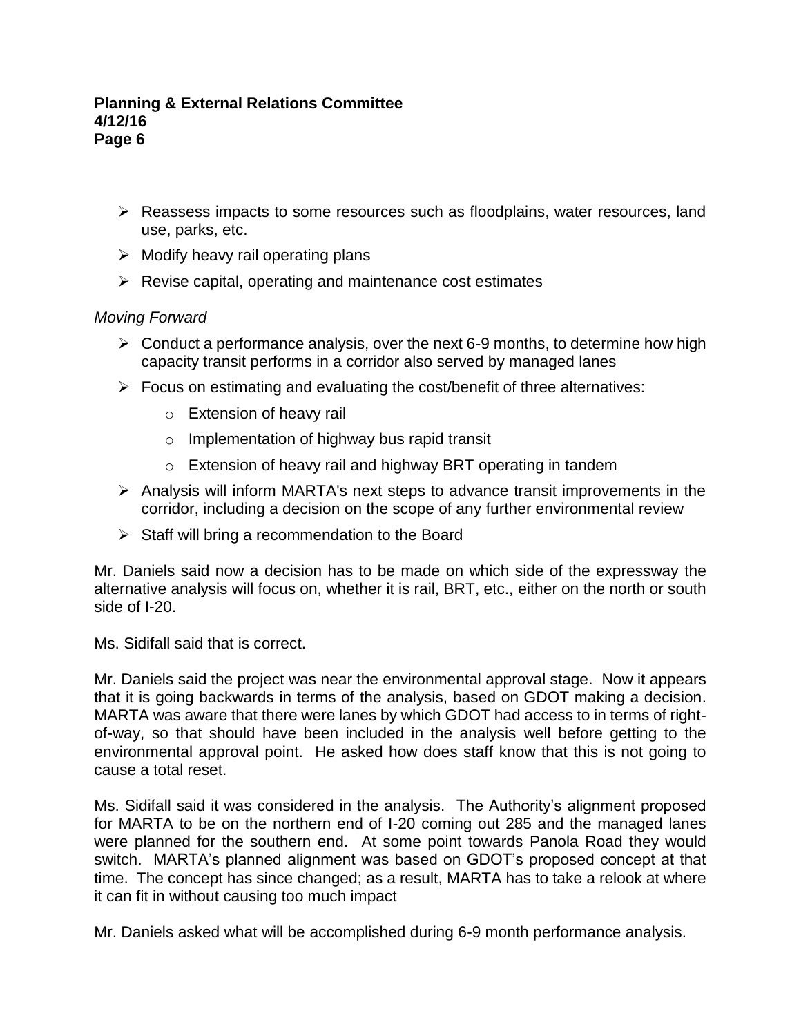- Reassess impacts to some resources such as floodplains, water resources, land use, parks, etc.
- Modify heavy rail operating plans
- Revise capital, operating and maintenance cost estimates

*Moving Forward*

- Conduct a performance analysis, over the next 6-9 months, to determine how high capacity transit performs in a corridor also served by managed lanes
- Focus on estimating and evaluating the cost/benefit of three alternatives:
  - Extension of heavy rail
  - Implementation of highway bus rapid transit
  - Extension of heavy rail and highway BRT operating in tandem
- Analysis will inform MARTA's next steps to advance transit improvements in the corridor, including a decision on the scope of any further environmental review
- Staff will bring a recommendation to the Board

Mr. Daniels said now a decision has to be made on which side of the expressway the alternative analysis will focus on, whether it is rail, BRT, etc., either on the north or south side of I-20.

Ms. Sidifall said that is correct.

Mr. Daniels said the project was near the environmental approval stage. Now it appears that it is going backwards in terms of the analysis, based on GDOT making a decision. MARTA was aware that there were lanes by which GDOT had access to in terms of right-of-way, so that should have been included in the analysis well before getting to the environmental approval point. He asked how does staff know that this is not going to cause a total reset.

Ms. Sidifall said it was considered in the analysis. The Authority's alignment proposed for MARTA to be on the northern end of I-20 coming out 285 and the managed lanes were planned for the southern end. At some point towards Panola Road they would switch. MARTA's planned alignment was based on GDOT's proposed concept at that time. The concept has since changed; as a result, MARTA has to take a relook at where it can fit in without causing too much impact

Mr. Daniels asked what will be accomplished during 6-9 month performance analysis.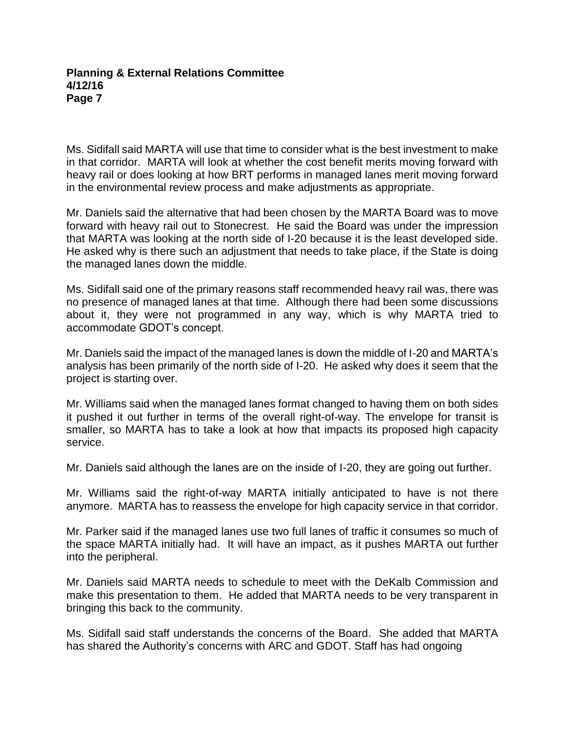Ms. Sidifall said MARTA will use that time to consider what is the best investment to make in that corridor. MARTA will look at whether the cost benefit merits moving forward with heavy rail or does looking at how BRT performs in managed lanes merit moving forward in the environmental review process and make adjustments as appropriate.

Mr. Daniels said the alternative that had been chosen by the MARTA Board was to move forward with heavy rail out to Stonecrest. He said the Board was under the impression that MARTA was looking at the north side of I-20 because it is the least developed side. He asked why is there such an adjustment that needs to take place, if the State is doing the managed lanes down the middle.

Ms. Sidifall said one of the primary reasons staff recommended heavy rail was, there was no presence of managed lanes at that time. Although there had been some discussions about it, they were not programmed in any way, which is why MARTA tried to accommodate GDOT's concept.

Mr. Daniels said the impact of the managed lanes is down the middle of I-20 and MARTA's analysis has been primarily of the north side of I-20. He asked why does it seem that the project is starting over.

Mr. Williams said when the managed lanes format changed to having them on both sides it pushed it out further in terms of the overall right-of-way. The envelope for transit is smaller, so MARTA has to take a look at how that impacts its proposed high capacity service.

Mr. Daniels said although the lanes are on the inside of I-20, they are going out further.

Mr. Williams said the right-of-way MARTA initially anticipated to have is not there anymore. MARTA has to reassess the envelope for high capacity service in that corridor.

Mr. Parker said if the managed lanes use two full lanes of traffic it consumes so much of the space MARTA initially had. It will have an impact, as it pushes MARTA out further into the peripheral.

Mr. Daniels said MARTA needs to schedule to meet with the DeKalb Commission and make this presentation to them. He added that MARTA needs to be very transparent in bringing this back to the community.

Ms. Sidifall said staff understands the concerns of the Board. She added that MARTA has shared the Authority's concerns with ARC and GDOT. Staff has had ongoing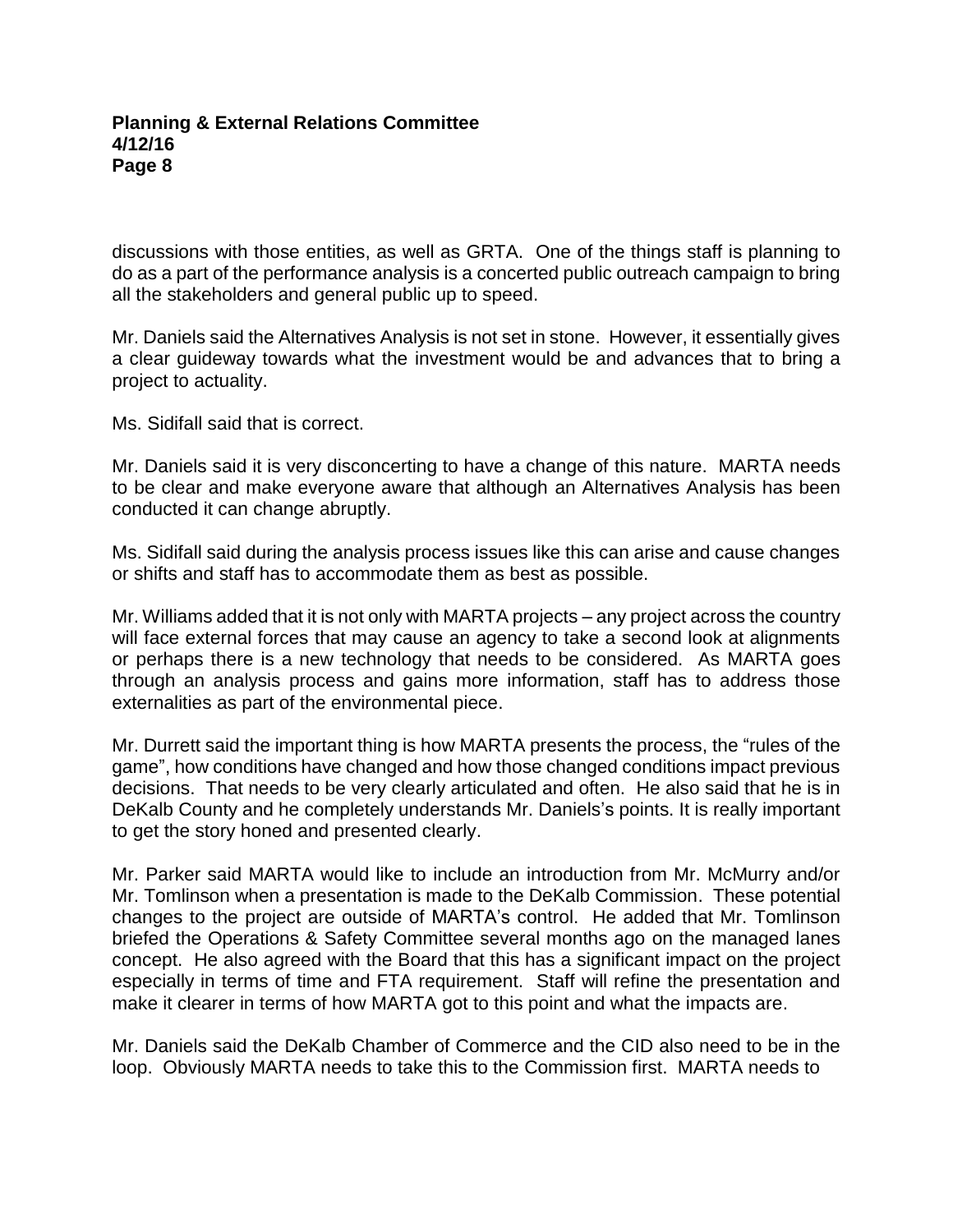discussions with those entities, as well as GRTA. One of the things staff is planning to do as a part of the performance analysis is a concerted public outreach campaign to bring all the stakeholders and general public up to speed.

Mr. Daniels said the Alternatives Analysis is not set in stone. However, it essentially gives a clear guideway towards what the investment would be and advances that to bring a project to actuality.

Ms. Sidifall said that is correct.

Mr. Daniels said it is very disconcerting to have a change of this nature. MARTA needs to be clear and make everyone aware that although an Alternatives Analysis has been conducted it can change abruptly.

Ms. Sidifall said during the analysis process issues like this can arise and cause changes or shifts and staff has to accommodate them as best as possible.

Mr. Williams added that it is not only with MARTA projects – any project across the country will face external forces that may cause an agency to take a second look at alignments or perhaps there is a new technology that needs to be considered. As MARTA goes through an analysis process and gains more information, staff has to address those externalities as part of the environmental piece.

Mr. Durrett said the important thing is how MARTA presents the process, the "rules of the game", how conditions have changed and how those changed conditions impact previous decisions. That needs to be very clearly articulated and often. He also said that he is in DeKalb County and he completely understands Mr. Daniels's points. It is really important to get the story honed and presented clearly.

Mr. Parker said MARTA would like to include an introduction from Mr. McMurry and/or Mr. Tomlinson when a presentation is made to the DeKalb Commission. These potential changes to the project are outside of MARTA's control. He added that Mr. Tomlinson briefed the Operations & Safety Committee several months ago on the managed lanes concept. He also agreed with the Board that this has a significant impact on the project especially in terms of time and FTA requirement. Staff will refine the presentation and make it clearer in terms of how MARTA got to this point and what the impacts are.

Mr. Daniels said the DeKalb Chamber of Commerce and the CID also need to be in the loop. Obviously MARTA needs to take this to the Commission first. MARTA needs to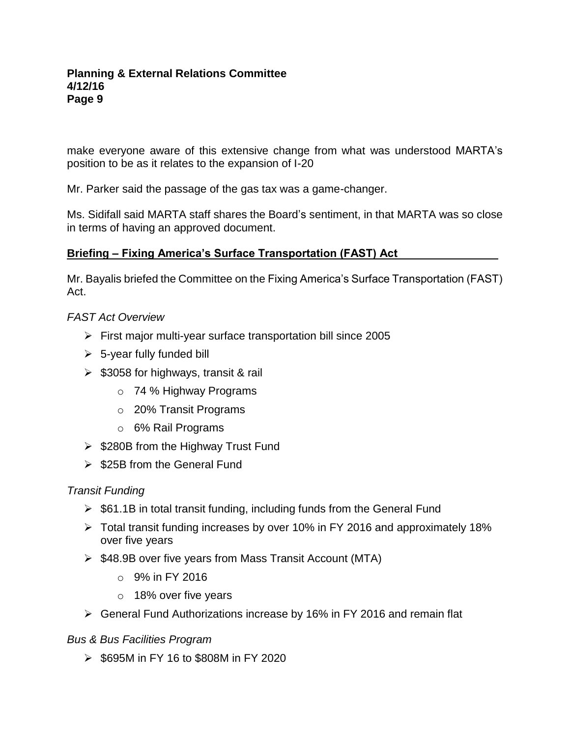make everyone aware of this extensive change from what was understood MARTA's position to be as it relates to the expansion of I-20

Mr. Parker said the passage of the gas tax was a game-changer.

Ms. Sidifall said MARTA staff shares the Board's sentiment, in that MARTA was so close in terms of having an approved document.

**Briefing – Fixing America's Surface Transportation (FAST) Act**

Mr. Bayalis briefed the Committee on the Fixing America's Surface Transportation (FAST) Act.

*FAST Act Overview*

- First major multi-year surface transportation bill since 2005
- 5-year fully funded bill
- $3058 for highways, transit & rail
  - 74 % Highway Programs
  - 20% Transit Programs
  - 6% Rail Programs
- $280B from the Highway Trust Fund
- $25B from the General Fund

*Transit Funding*

- $61.1B in total transit funding, including funds from the General Fund
- Total transit funding increases by over 10% in FY 2016 and approximately 18% over five years
- $48.9B over five years from Mass Transit Account (MTA)
  - 9% in FY 2016
  - 18% over five years
- General Fund Authorizations increase by 16% in FY 2016 and remain flat

*Bus & Bus Facilities Program*

- $695M in FY 16 to $808M in FY 2020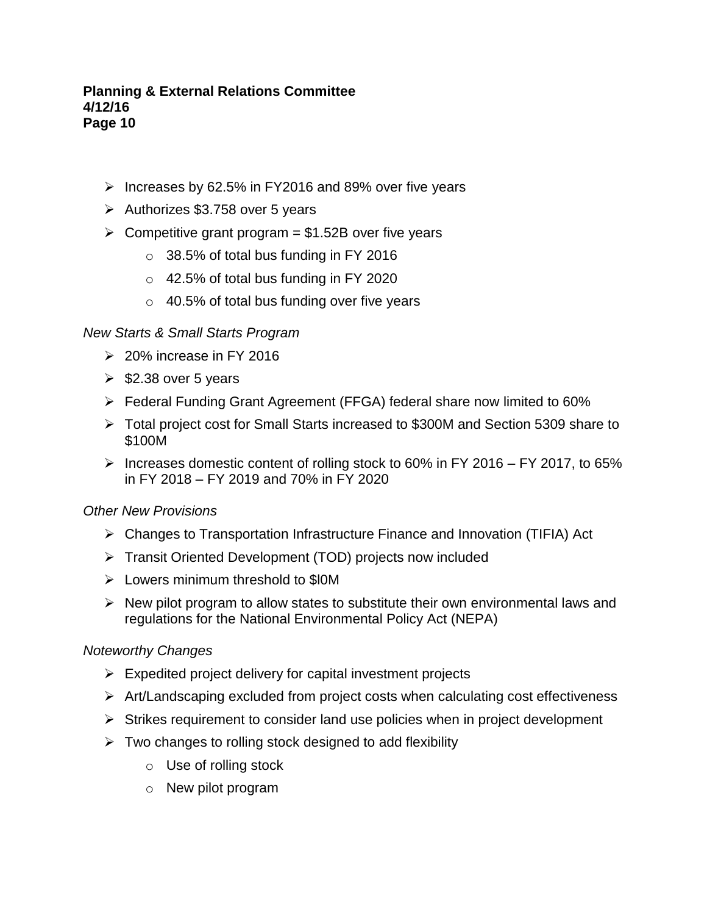- Increases by 62.5% in FY2016 and 89% over five years
- Authorizes $3.758 over 5 years
- Competitive grant program = $1.52B over five years
  - 38.5% of total bus funding in FY 2016
  - 42.5% of total bus funding in FY 2020
  - 40.5% of total bus funding over five years

*New Starts & Small Starts Program*

- 20% increase in FY 2016
- $2.38 over 5 years
- Federal Funding Grant Agreement (FFGA) federal share now limited to 60%
- Total project cost for Small Starts increased to $300M and Section 5309 share to $100M
- Increases domestic content of rolling stock to 60% in FY 2016 – FY 2017, to 65% in FY 2018 – FY 2019 and 70% in FY 2020

*Other New Provisions*

- Changes to Transportation Infrastructure Finance and Innovation (TIFIA) Act
- Transit Oriented Development (TOD) projects now included
- Lowers minimum threshold to $l0M
- New pilot program to allow states to substitute their own environmental laws and regulations for the National Environmental Policy Act (NEPA)

*Noteworthy Changes*

- Expedited project delivery for capital investment projects
- Art/Landscaping excluded from project costs when calculating cost effectiveness
- Strikes requirement to consider land use policies when in project development
- Two changes to rolling stock designed to add flexibility
  - Use of rolling stock
  - New pilot program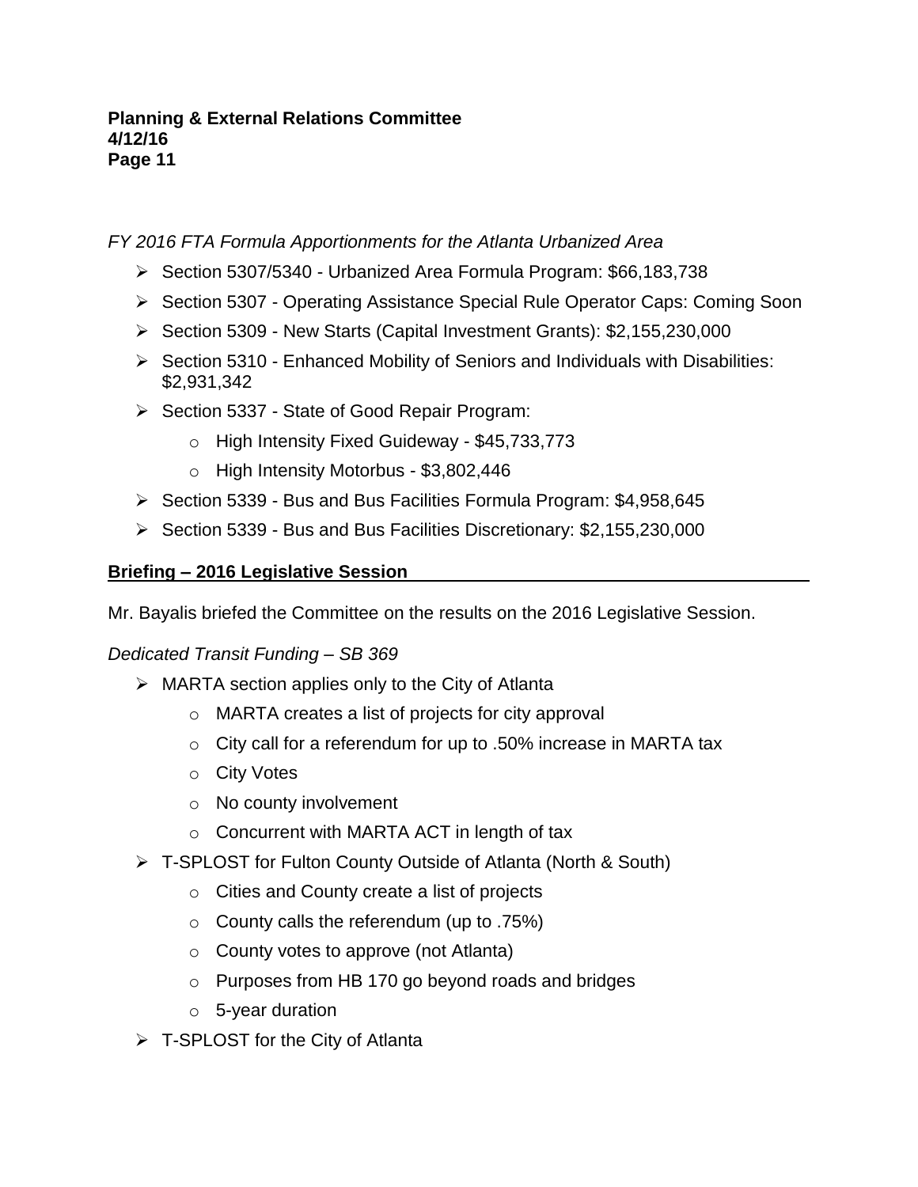*FY 2016 FTA Formula Apportionments for the Atlanta Urbanized Area*

- Section 5307/5340 - Urbanized Area Formula Program: $66,183,738
- Section 5307 - Operating Assistance Special Rule Operator Caps: Coming Soon
- Section 5309 - New Starts (Capital Investment Grants): $2,155,230,000
- Section 5310 - Enhanced Mobility of Seniors and Individuals with Disabilities: $2,931,342
- Section 5337 - State of Good Repair Program:
  - High Intensity Fixed Guideway - $45,733,773
  - High Intensity Motorbus - $3,802,446
- Section 5339 - Bus and Bus Facilities Formula Program: $4,958,645
- Section 5339 - Bus and Bus Facilities Discretionary: $2,155,230,000

**Briefing – 2016 Legislative Session**

Mr. Bayalis briefed the Committee on the results on the 2016 Legislative Session.

*Dedicated Transit Funding – SB 369*

- MARTA section applies only to the City of Atlanta
  - MARTA creates a list of projects for city approval
  - City call for a referendum for up to .50% increase in MARTA tax
  - City Votes
  - No county involvement
  - Concurrent with MARTA ACT in length of tax
- T-SPLOST for Fulton County Outside of Atlanta (North & South)
  - Cities and County create a list of projects
  - County calls the referendum (up to .75%)
  - County votes to approve (not Atlanta)
  - Purposes from HB 170 go beyond roads and bridges
  - 5-year duration
- T-SPLOST for the City of Atlanta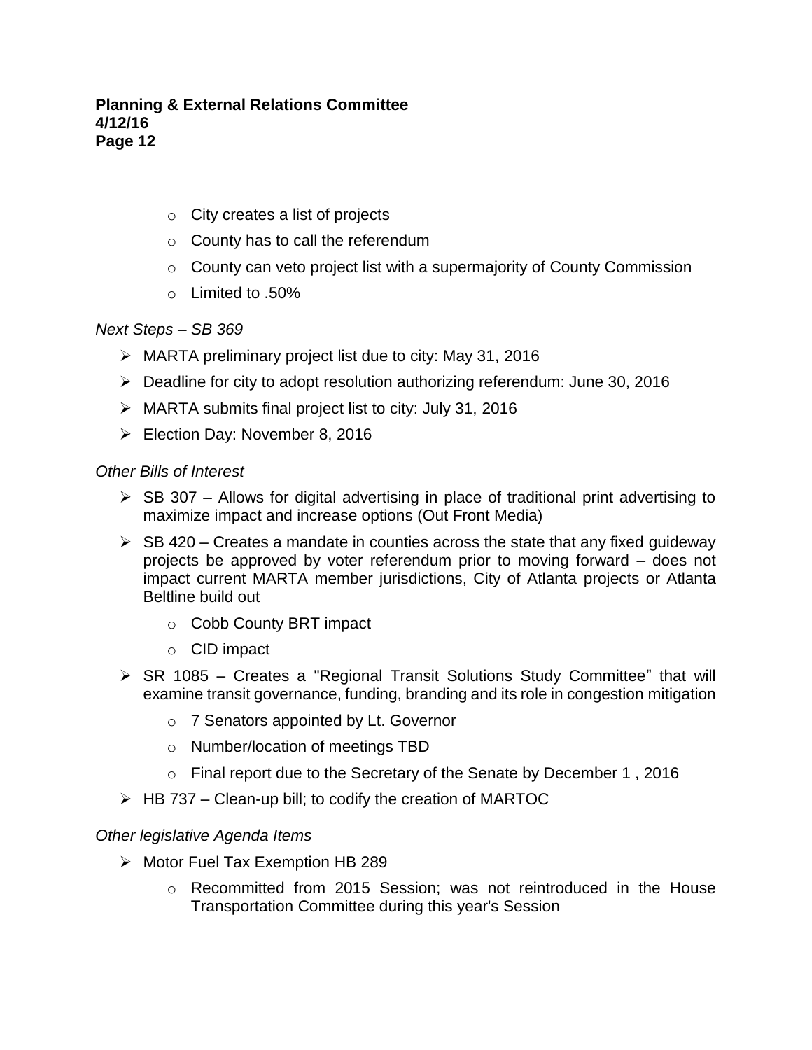- City creates a list of projects
- County has to call the referendum
- County can veto project list with a supermajority of County Commission
- Limited to .50%

*Next Steps – SB 369*

- MARTA preliminary project list due to city: May 31, 2016
- Deadline for city to adopt resolution authorizing referendum: June 30, 2016
- MARTA submits final project list to city: July 31, 2016
- Election Day: November 8, 2016

*Other Bills of Interest*

- SB 307 – Allows for digital advertising in place of traditional print advertising to maximize impact and increase options (Out Front Media)
- SB 420 – Creates a mandate in counties across the state that any fixed guideway projects be approved by voter referendum prior to moving forward – does not impact current MARTA member jurisdictions, City of Atlanta projects or Atlanta Beltline build out
    - Cobb County BRT impact
    - CID impact
- SR 1085 – Creates a "Regional Transit Solutions Study Committee" that will examine transit governance, funding, branding and its role in congestion mitigation
    - 7 Senators appointed by Lt. Governor
    - Number/location of meetings TBD
    - Final report due to the Secretary of the Senate by December 1 , 2016
- HB 737 – Clean-up bill; to codify the creation of MARTOC

*Other legislative Agenda Items*

- Motor Fuel Tax Exemption HB 289
    - Recommitted from 2015 Session; was not reintroduced in the House Transportation Committee during this year's Session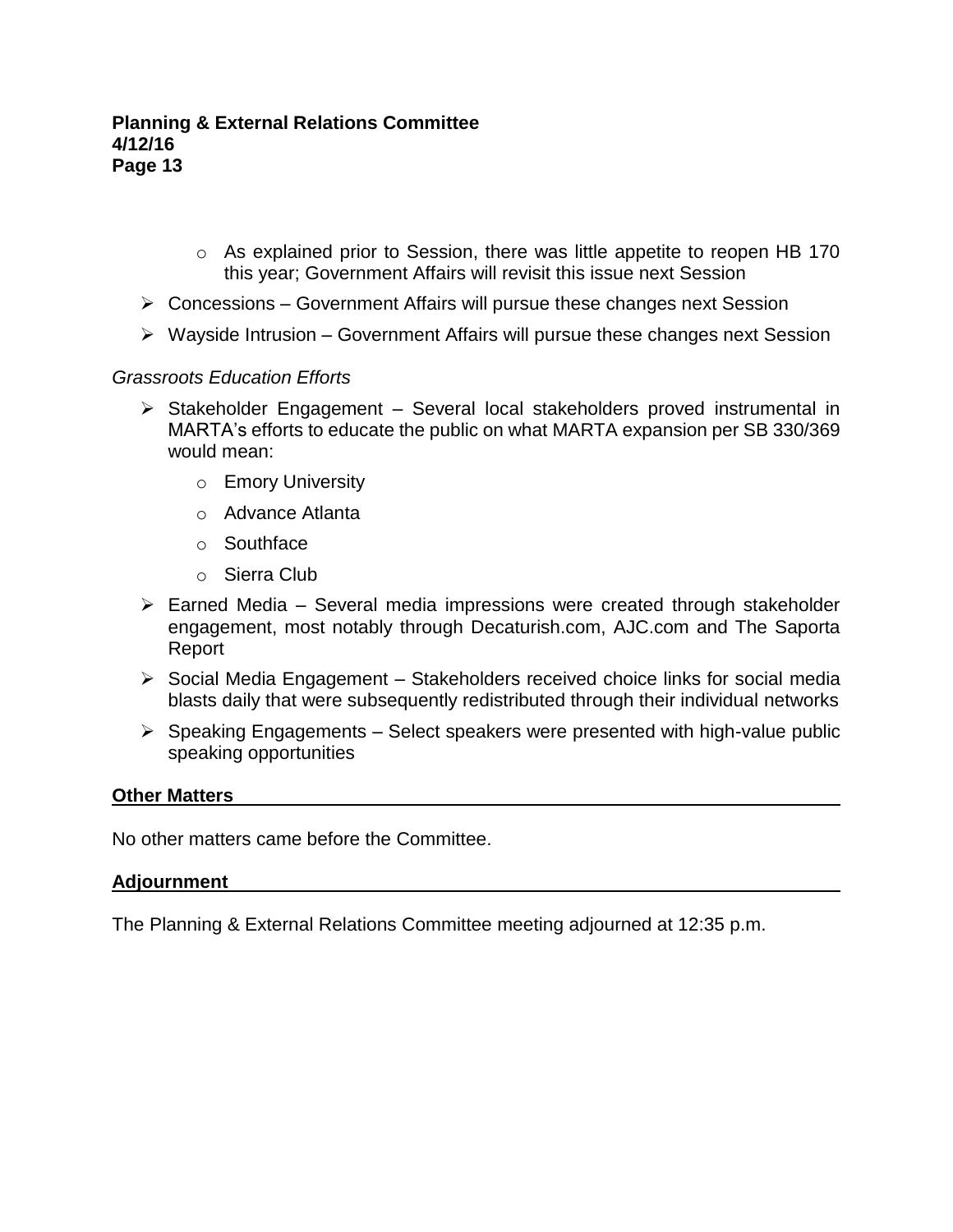- As explained prior to Session, there was little appetite to reopen HB 170 this year; Government Affairs will revisit this issue next Session

- Concessions – Government Affairs will pursue these changes next Session
- Wayside Intrusion – Government Affairs will pursue these changes next Session

*Grassroots Education Efforts*

- Stakeholder Engagement – Several local stakeholders proved instrumental in MARTA's efforts to educate the public on what MARTA expansion per SB 330/369 would mean:
  - Emory University
  - Advance Atlanta
  - Southface
  - Sierra Club
- Earned Media – Several media impressions were created through stakeholder engagement, most notably through Decaturish.com, AJC.com and The Saporta Report
- Social Media Engagement – Stakeholders received choice links for social media blasts daily that were subsequently redistributed through their individual networks
- Speaking Engagements – Select speakers were presented with high-value public speaking opportunities

**Other Matters**

No other matters came before the Committee.

**Adjournment**

The Planning & External Relations Committee meeting adjourned at 12:35 p.m.